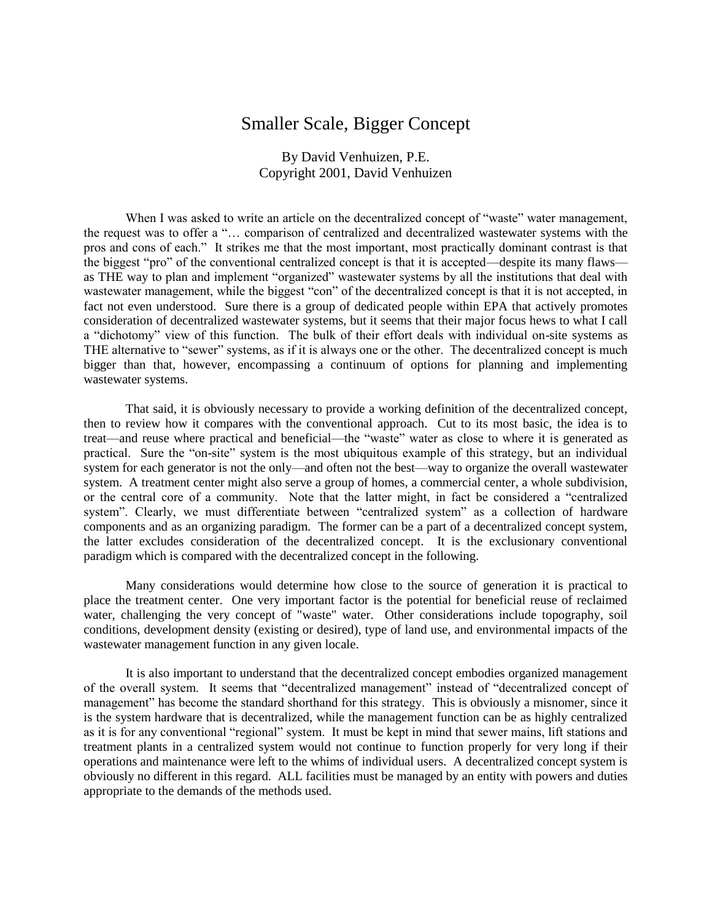# Smaller Scale, Bigger Concept

By David Venhuizen, P.E.
Copyright 2001, David Venhuizen

When I was asked to write an article on the decentralized concept of "waste" water management, the request was to offer a "… comparison of centralized and decentralized wastewater systems with the pros and cons of each." It strikes me that the most important, most practically dominant contrast is that the biggest "pro" of the conventional centralized concept is that it is accepted—despite its many flaws—as THE way to plan and implement "organized" wastewater systems by all the institutions that deal with wastewater management, while the biggest "con" of the decentralized concept is that it is not accepted, in fact not even understood. Sure there is a group of dedicated people within EPA that actively promotes consideration of decentralized wastewater systems, but it seems that their major focus hews to what I call a "dichotomy" view of this function. The bulk of their effort deals with individual on-site systems as THE alternative to "sewer" systems, as if it is always one or the other. The decentralized concept is much bigger than that, however, encompassing a continuum of options for planning and implementing wastewater systems.

That said, it is obviously necessary to provide a working definition of the decentralized concept, then to review how it compares with the conventional approach. Cut to its most basic, the idea is to treat—and reuse where practical and beneficial—the "waste" water as close to where it is generated as practical. Sure the "on-site" system is the most ubiquitous example of this strategy, but an individual system for each generator is not the only—and often not the best—way to organize the overall wastewater system. A treatment center might also serve a group of homes, a commercial center, a whole subdivision, or the central core of a community. Note that the latter might, in fact be considered a "centralized system". Clearly, we must differentiate between "centralized system" as a collection of hardware components and as an organizing paradigm. The former can be a part of a decentralized concept system, the latter excludes consideration of the decentralized concept. It is the exclusionary conventional paradigm which is compared with the decentralized concept in the following.

Many considerations would determine how close to the source of generation it is practical to place the treatment center. One very important factor is the potential for beneficial reuse of reclaimed water, challenging the very concept of "waste" water. Other considerations include topography, soil conditions, development density (existing or desired), type of land use, and environmental impacts of the wastewater management function in any given locale.

It is also important to understand that the decentralized concept embodies organized management of the overall system. It seems that "decentralized management" instead of "decentralized concept of management" has become the standard shorthand for this strategy. This is obviously a misnomer, since it is the system hardware that is decentralized, while the management function can be as highly centralized as it is for any conventional "regional" system. It must be kept in mind that sewer mains, lift stations and treatment plants in a centralized system would not continue to function properly for very long if their operations and maintenance were left to the whims of individual users. A decentralized concept system is obviously no different in this regard. ALL facilities must be managed by an entity with powers and duties appropriate to the demands of the methods used.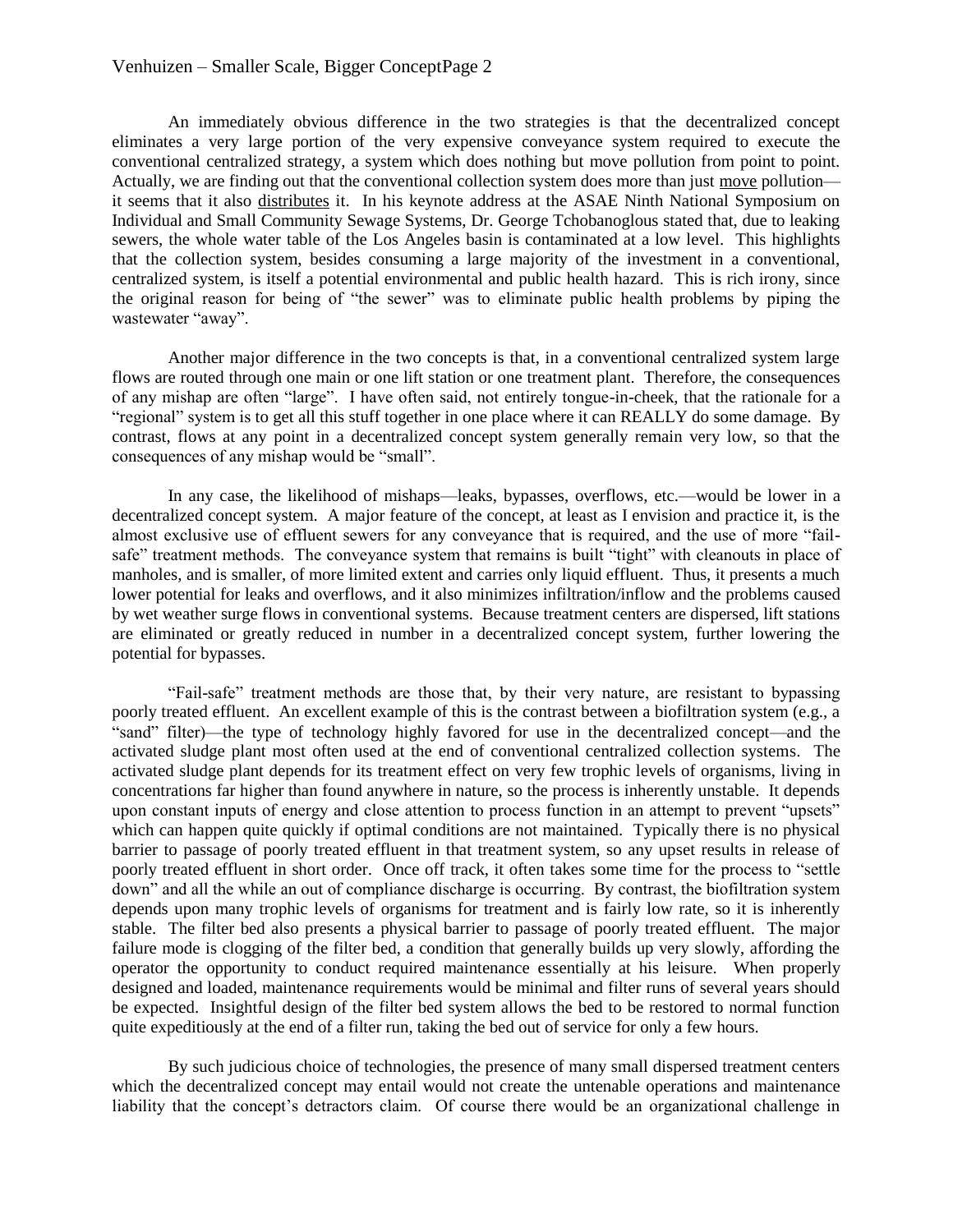An immediately obvious difference in the two strategies is that the decentralized concept eliminates a very large portion of the very expensive conveyance system required to execute the conventional centralized strategy, a system which does nothing but move pollution from point to point. Actually, we are finding out that the conventional collection system does more than just move pollution—it seems that it also distributes it. In his keynote address at the ASAE Ninth National Symposium on Individual and Small Community Sewage Systems, Dr. George Tchobanoglous stated that, due to leaking sewers, the whole water table of the Los Angeles basin is contaminated at a low level. This highlights that the collection system, besides consuming a large majority of the investment in a conventional, centralized system, is itself a potential environmental and public health hazard. This is rich irony, since the original reason for being of "the sewer" was to eliminate public health problems by piping the wastewater "away".

Another major difference in the two concepts is that, in a conventional centralized system large flows are routed through one main or one lift station or one treatment plant. Therefore, the consequences of any mishap are often "large". I have often said, not entirely tongue-in-cheek, that the rationale for a "regional" system is to get all this stuff together in one place where it can REALLY do some damage. By contrast, flows at any point in a decentralized concept system generally remain very low, so that the consequences of any mishap would be "small".

In any case, the likelihood of mishaps—leaks, bypasses, overflows, etc.—would be lower in a decentralized concept system. A major feature of the concept, at least as I envision and practice it, is the almost exclusive use of effluent sewers for any conveyance that is required, and the use of more "fail-safe" treatment methods. The conveyance system that remains is built "tight" with cleanouts in place of manholes, and is smaller, of more limited extent and carries only liquid effluent. Thus, it presents a much lower potential for leaks and overflows, and it also minimizes infiltration/inflow and the problems caused by wet weather surge flows in conventional systems. Because treatment centers are dispersed, lift stations are eliminated or greatly reduced in number in a decentralized concept system, further lowering the potential for bypasses.

"Fail-safe" treatment methods are those that, by their very nature, are resistant to bypassing poorly treated effluent. An excellent example of this is the contrast between a biofiltration system (e.g., a "sand" filter)—the type of technology highly favored for use in the decentralized concept—and the activated sludge plant most often used at the end of conventional centralized collection systems. The activated sludge plant depends for its treatment effect on very few trophic levels of organisms, living in concentrations far higher than found anywhere in nature, so the process is inherently unstable. It depends upon constant inputs of energy and close attention to process function in an attempt to prevent "upsets" which can happen quite quickly if optimal conditions are not maintained. Typically there is no physical barrier to passage of poorly treated effluent in that treatment system, so any upset results in release of poorly treated effluent in short order. Once off track, it often takes some time for the process to "settle down" and all the while an out of compliance discharge is occurring. By contrast, the biofiltration system depends upon many trophic levels of organisms for treatment and is fairly low rate, so it is inherently stable. The filter bed also presents a physical barrier to passage of poorly treated effluent. The major failure mode is clogging of the filter bed, a condition that generally builds up very slowly, affording the operator the opportunity to conduct required maintenance essentially at his leisure. When properly designed and loaded, maintenance requirements would be minimal and filter runs of several years should be expected. Insightful design of the filter bed system allows the bed to be restored to normal function quite expeditiously at the end of a filter run, taking the bed out of service for only a few hours.

By such judicious choice of technologies, the presence of many small dispersed treatment centers which the decentralized concept may entail would not create the untenable operations and maintenance liability that the concept's detractors claim. Of course there would be an organizational challenge in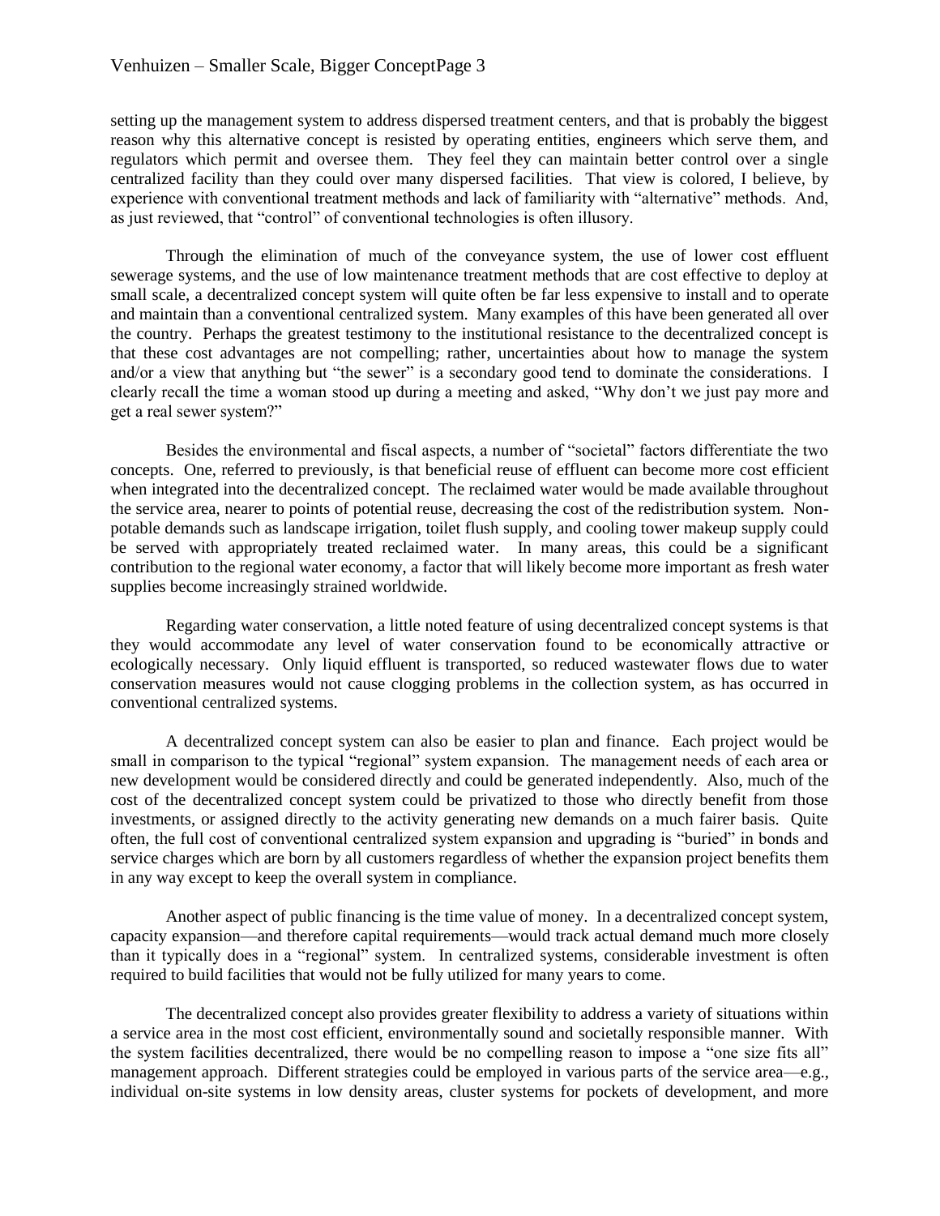setting up the management system to address dispersed treatment centers, and that is probably the biggest reason why this alternative concept is resisted by operating entities, engineers which serve them, and regulators which permit and oversee them. They feel they can maintain better control over a single centralized facility than they could over many dispersed facilities. That view is colored, I believe, by experience with conventional treatment methods and lack of familiarity with "alternative" methods. And, as just reviewed, that "control" of conventional technologies is often illusory.

Through the elimination of much of the conveyance system, the use of lower cost effluent sewerage systems, and the use of low maintenance treatment methods that are cost effective to deploy at small scale, a decentralized concept system will quite often be far less expensive to install and to operate and maintain than a conventional centralized system. Many examples of this have been generated all over the country. Perhaps the greatest testimony to the institutional resistance to the decentralized concept is that these cost advantages are not compelling; rather, uncertainties about how to manage the system and/or a view that anything but "the sewer" is a secondary good tend to dominate the considerations. I clearly recall the time a woman stood up during a meeting and asked, "Why don't we just pay more and get a real sewer system?"

Besides the environmental and fiscal aspects, a number of "societal" factors differentiate the two concepts. One, referred to previously, is that beneficial reuse of effluent can become more cost efficient when integrated into the decentralized concept. The reclaimed water would be made available throughout the service area, nearer to points of potential reuse, decreasing the cost of the redistribution system. Non-potable demands such as landscape irrigation, toilet flush supply, and cooling tower makeup supply could be served with appropriately treated reclaimed water. In many areas, this could be a significant contribution to the regional water economy, a factor that will likely become more important as fresh water supplies become increasingly strained worldwide.

Regarding water conservation, a little noted feature of using decentralized concept systems is that they would accommodate any level of water conservation found to be economically attractive or ecologically necessary. Only liquid effluent is transported, so reduced wastewater flows due to water conservation measures would not cause clogging problems in the collection system, as has occurred in conventional centralized systems.

A decentralized concept system can also be easier to plan and finance. Each project would be small in comparison to the typical "regional" system expansion. The management needs of each area or new development would be considered directly and could be generated independently. Also, much of the cost of the decentralized concept system could be privatized to those who directly benefit from those investments, or assigned directly to the activity generating new demands on a much fairer basis. Quite often, the full cost of conventional centralized system expansion and upgrading is "buried" in bonds and service charges which are born by all customers regardless of whether the expansion project benefits them in any way except to keep the overall system in compliance.

Another aspect of public financing is the time value of money. In a decentralized concept system, capacity expansion—and therefore capital requirements—would track actual demand much more closely than it typically does in a "regional" system. In centralized systems, considerable investment is often required to build facilities that would not be fully utilized for many years to come.

The decentralized concept also provides greater flexibility to address a variety of situations within a service area in the most cost efficient, environmentally sound and societally responsible manner. With the system facilities decentralized, there would be no compelling reason to impose a "one size fits all" management approach. Different strategies could be employed in various parts of the service area—e.g., individual on-site systems in low density areas, cluster systems for pockets of development, and more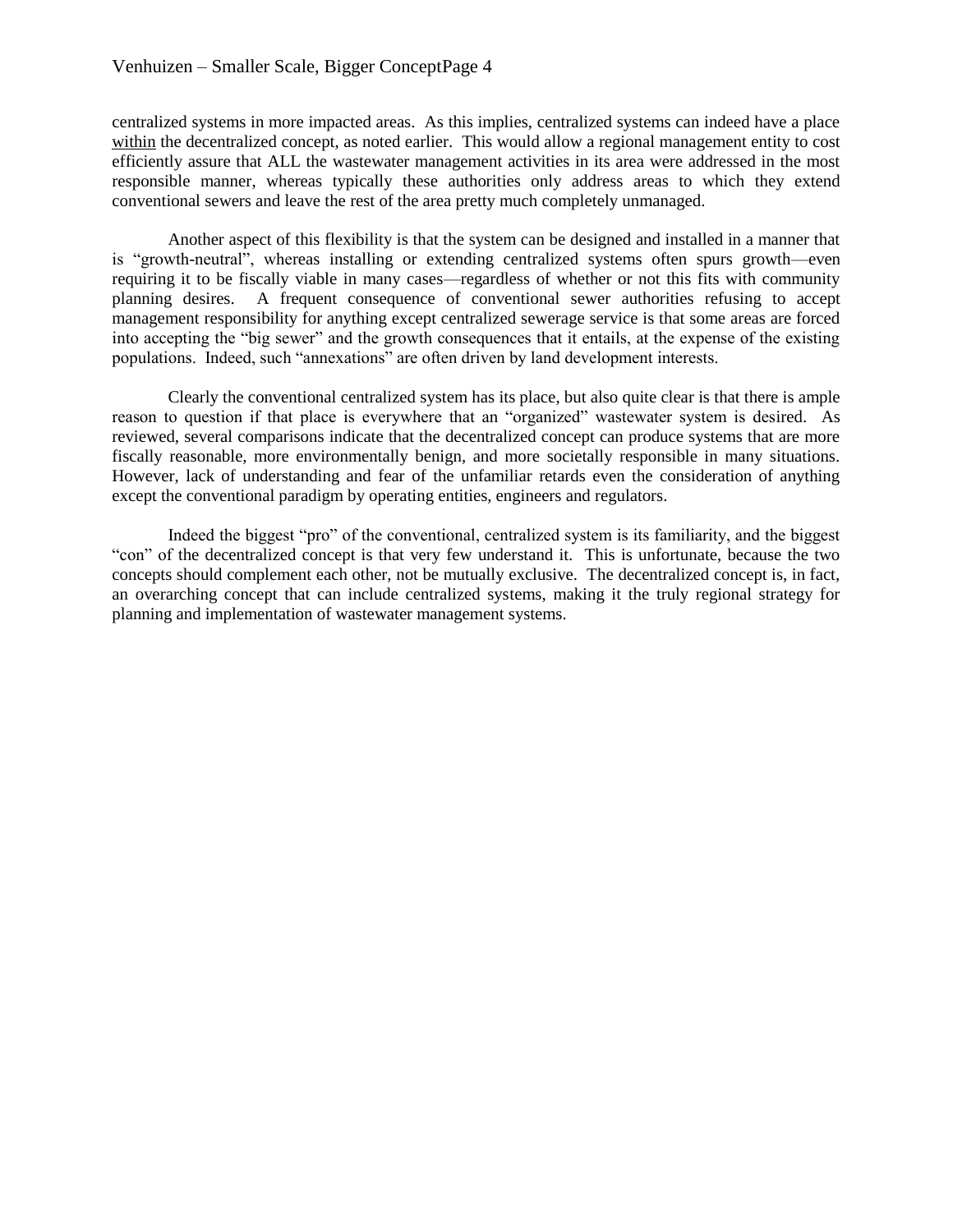centralized systems in more impacted areas. As this implies, centralized systems can indeed have a place within the decentralized concept, as noted earlier. This would allow a regional management entity to cost efficiently assure that ALL the wastewater management activities in its area were addressed in the most responsible manner, whereas typically these authorities only address areas to which they extend conventional sewers and leave the rest of the area pretty much completely unmanaged.

Another aspect of this flexibility is that the system can be designed and installed in a manner that is "growth-neutral", whereas installing or extending centralized systems often spurs growth—even requiring it to be fiscally viable in many cases—regardless of whether or not this fits with community planning desires. A frequent consequence of conventional sewer authorities refusing to accept management responsibility for anything except centralized sewerage service is that some areas are forced into accepting the "big sewer" and the growth consequences that it entails, at the expense of the existing populations. Indeed, such "annexations" are often driven by land development interests.

Clearly the conventional centralized system has its place, but also quite clear is that there is ample reason to question if that place is everywhere that an "organized" wastewater system is desired. As reviewed, several comparisons indicate that the decentralized concept can produce systems that are more fiscally reasonable, more environmentally benign, and more societally responsible in many situations. However, lack of understanding and fear of the unfamiliar retards even the consideration of anything except the conventional paradigm by operating entities, engineers and regulators.

Indeed the biggest "pro" of the conventional, centralized system is its familiarity, and the biggest "con" of the decentralized concept is that very few understand it. This is unfortunate, because the two concepts should complement each other, not be mutually exclusive. The decentralized concept is, in fact, an overarching concept that can include centralized systems, making it the truly regional strategy for planning and implementation of wastewater management systems.